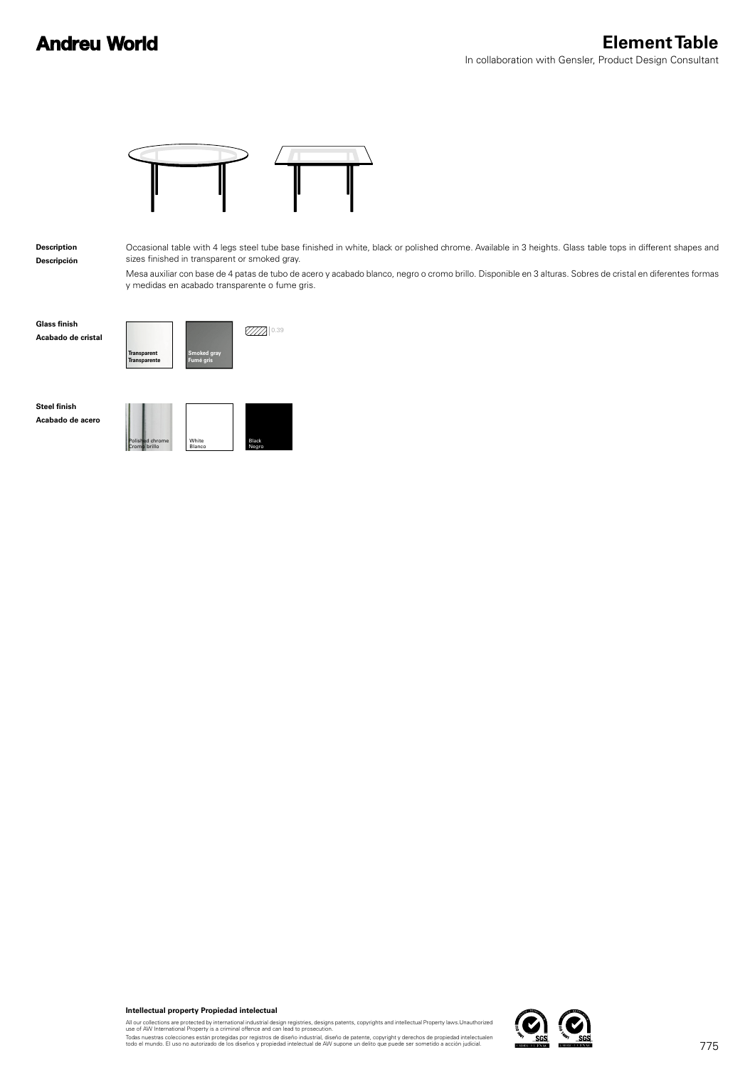**Andreu World**

# Element Table

In collaboration with Gensler, Product Design Consultant

**Description**
**Descripción**

Occasional table with 4 legs steel tube base finished in white, black or polished chrome. Available in 3 heights. Glass table tops in different shapes and sizes finished in transparent or smoked gray.

Mesa auxiliar con base de 4 patas de tubo de acero y acabado blanco, negro o cromo brillo. Disponible en 3 alturas. Sobres de cristal en diferentes formas y medidas en acabado transparente o fume gris.

**Glass finish**
**Acabado de cristal**

**Transparent**
**Transparente**

**Smoked gray**
**Fumé gris**

0,39

**Steel finish**
**Acabado de acero**

Polished chrome
Cromo brillo

White
Blanco

Black
Negro

**Intellectual property Propiedad intelectual**

All our collections are protected by international industrial design registries, designs patents, copyrights and intellectual Property laws.Unauthorized use of AW International Property is a criminal offence and can lead to prosecution.

Todas nuestras colecciones están protegidas por registros de diseño industrial, diseño de patente, copyright y derechos de propiedad intelectualen todo el mundo. El uso no autorizado de los diseños y propiedad intelectual de AW supone un delito que puede ser sometido a acción judicial.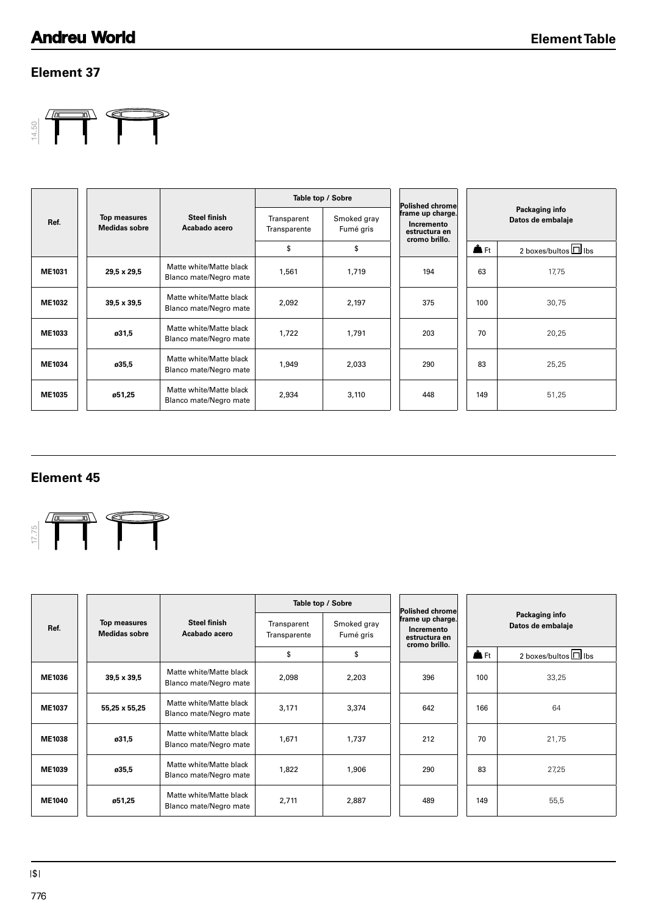## Element 37

14.50

| Ref. | Top measures Medidas sobre | Steel finish Acabado acero | Table top / Sobre | | Polished chrome frame up charge. Incremento estructura en cromo brillo. | Packaging info Datos de embalaje | |
|---|---|---|---|---|---|---|---|
| | | | Transparent Transparente | Smoked gray Fumé gris | | | |
| | | | $ | $ | | Ft | 2 boxes/bultos lbs |
| ME1031 | 29,5 x 29,5 | Matte white/Matte black Blanco mate/Negro mate | 1,561 | 1,719 | 194 | 63 | 17,75 |
| ME1032 | 39,5 x 39,5 | Matte white/Matte black Blanco mate/Negro mate | 2,092 | 2,197 | 375 | 100 | 30,75 |
| ME1033 | ø31,5 | Matte white/Matte black Blanco mate/Negro mate | 1,722 | 1,791 | 203 | 70 | 20,25 |
| ME1034 | ø35,5 | Matte white/Matte black Blanco mate/Negro mate | 1,949 | 2,033 | 290 | 83 | 25,25 |
| ME1035 | ø51,25 | Matte white/Matte black Blanco mate/Negro mate | 2,934 | 3,110 | 448 | 149 | 51,25 |

## Element 45

17.75

| Ref. | Top measures Medidas sobre | Steel finish Acabado acero | Table top / Sobre | | Polished chrome frame up charge. Incremento estructura en cromo brillo. | Packaging info Datos de embalaje | |
|---|---|---|---|---|---|---|---|
| | | | Transparent Transparente | Smoked gray Fumé gris | | | |
| | | | $ | $ | | Ft | 2 boxes/bultos lbs |
| ME1036 | 39,5 x 39,5 | Matte white/Matte black Blanco mate/Negro mate | 2,098 | 2,203 | 396 | 100 | 33,25 |
| ME1037 | 55,25 x 55,25 | Matte white/Matte black Blanco mate/Negro mate | 3,171 | 3,374 | 642 | 166 | 64 |
| ME1038 | ø31,5 | Matte white/Matte black Blanco mate/Negro mate | 1,671 | 1,737 | 212 | 70 | 21,75 |
| ME1039 | ø35,5 | Matte white/Matte black Blanco mate/Negro mate | 1,822 | 1,906 | 290 | 83 | 27,25 |
| ME1040 | ø51,25 | Matte white/Matte black Blanco mate/Negro mate | 2,711 | 2,887 | 489 | 149 | 55,5 |

|$|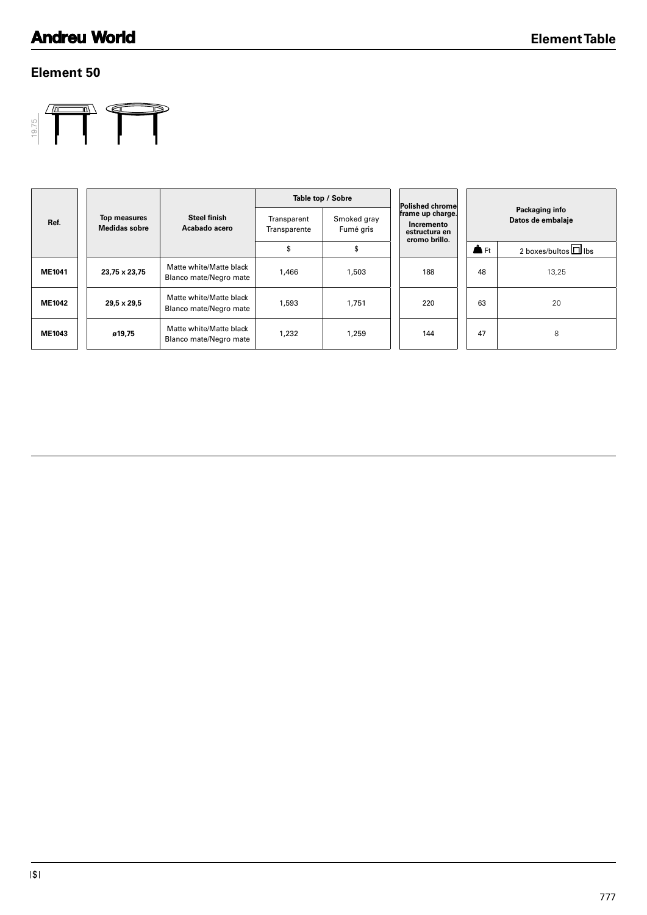## Element 50

19.75

| Ref. | Top measures Medidas sobre | Steel finish Acabado acero | Table top / Sobre | | Polished chrome frame up charge. Incremento estructura en cromo brillo. | Packaging info Datos de embalaje | |
|---|---|---|---|---|---|---|---|
| | | | Transparent Transparente | Smoked gray Fumé gris | | | |
| | | | $ | $ | | Ft | 2 boxes/bultos lbs |
| ME1041 | 23,75 x 23,75 | Matte white/Matte black Blanco mate/Negro mate | 1,466 | 1,503 | 188 | 48 | 13,25 |
| ME1042 | 29,5 x 29,5 | Matte white/Matte black Blanco mate/Negro mate | 1,593 | 1,751 | 220 | 63 | 20 |
| ME1043 | ø19,75 | Matte white/Matte black Blanco mate/Negro mate | 1,232 | 1,259 | 144 | 47 | 8 |